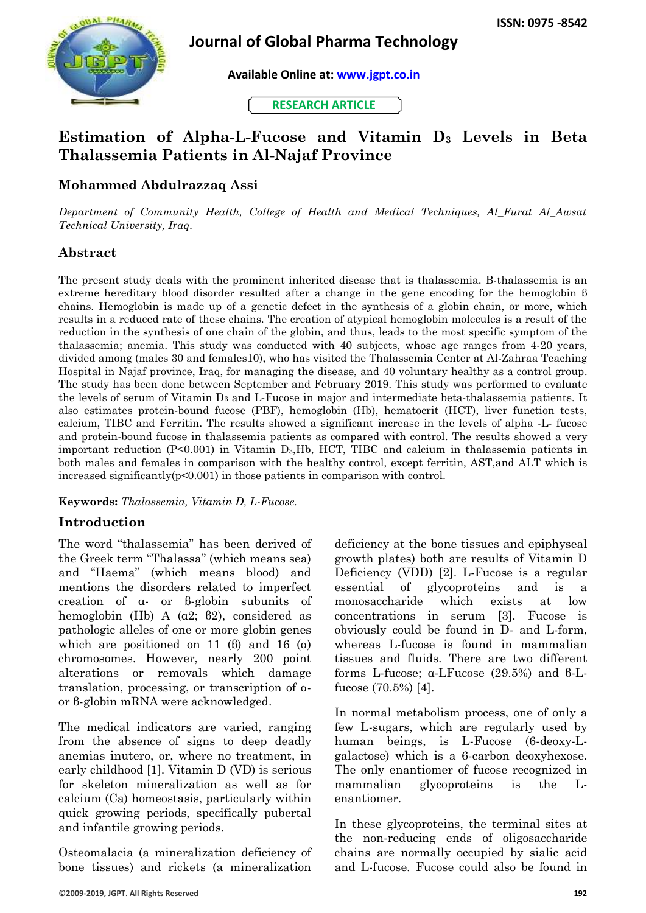# Estimation of Alpha-L-Fucose and Vitamin $D_3$ Levels in Beta Thalassemia Patients in Al-Najaf Province

## Mohammed Abdulrazzaq Assi

*Department of Community Health, College of Health and Medical Techniques, Al_Furat Al_Awsat Technical University, Iraq.*

## Abstract

The present study deals with the prominent inherited disease that is thalassemia. B-thalassemia is an extreme hereditary blood disorder resulted after a change in the gene encoding for the hemoglobin β chains. Hemoglobin is made up of a genetic defect in the synthesis of a globin chain, or more, which results in a reduced rate of these chains. The creation of atypical hemoglobin molecules is a result of the reduction in the synthesis of one chain of the globin, and thus, leads to the most specific symptom of the thalassemia; anemia. This study was conducted with 40 subjects, whose age ranges from 4-20 years, divided among (males 30 and females10), who has visited the Thalassemia Center at Al-Zahraa Teaching Hospital in Najaf province, Iraq, for managing the disease, and 40 voluntary healthy as a control group. The study has been done between September and February 2019. This study was performed to evaluate the levels of serum of Vitamin $D_3$ and L-Fucose in major and intermediate beta-thalassemia patients. It also estimates protein-bound fucose (PBF), hemoglobin (Hb), hematocrit (HCT), liver function tests, calcium, TIBC and Ferritin. The results showed a significant increase in the levels of alpha -L- fucose and protein-bound fucose in thalassemia patients as compared with control. The results showed a very important reduction ($P<0.001$) in Vitamin $D_3$,Hb, HCT, TIBC and calcium in thalassemia patients in both males and females in comparison with the healthy control, except ferritin, AST,and ALT which is increased significantly($p<0.001$) in those patients in comparison with control.

**Keywords:** *Thalassemia, Vitamin D, L-Fucose.*

## Introduction

The word "thalassemia" has been derived of the Greek term "Thalassa" (which means sea) and "Haema" (which means blood) and mentions the disorders related to imperfect creation of α- or β-globin subunits of hemoglobin (Hb) A (α2; β2), considered as pathologic alleles of one or more globin genes which are positioned on 11 (β) and 16 (α) chromosomes. However, nearly 200 point alterations or removals which damage translation, processing, or transcription of α- or β-globin mRNA were acknowledged.

The medical indicators are varied, ranging from the absence of signs to deep deadly anemias inutero, or, where no treatment, in early childhood [1]. Vitamin D (VD) is serious for skeleton mineralization as well as for calcium (Ca) homeostasis, particularly within quick growing periods, specifically pubertal and infantile growing periods.

Osteomalacia (a mineralization deficiency of bone tissues) and rickets (a mineralization deficiency at the bone tissues and epiphyseal growth plates) both are results of Vitamin D Deficiency (VDD) [2]. L-Fucose is a regular essential of glycoproteins and is a monosaccharide which exists at low concentrations in serum [3]. Fucose is obviously could be found in D- and L-form, whereas L-fucose is found in mammalian tissues and fluids. There are two different forms L-fucose; α-LFucose (29.5%) and β-L-fucose (70.5%) [4].

In normal metabolism process, one of only a few L-sugars, which are regularly used by human beings, is L-Fucose (6-deoxy-L-galactose) which is a 6-carbon deoxyhexose. The only enantiomer of fucose recognized in mammalian glycoproteins is the L-enantiomer.

In these glycoproteins, the terminal sites at the non-reducing ends of oligosaccharide chains are normally occupied by sialic acid and L-fucose. Fucose could also be found in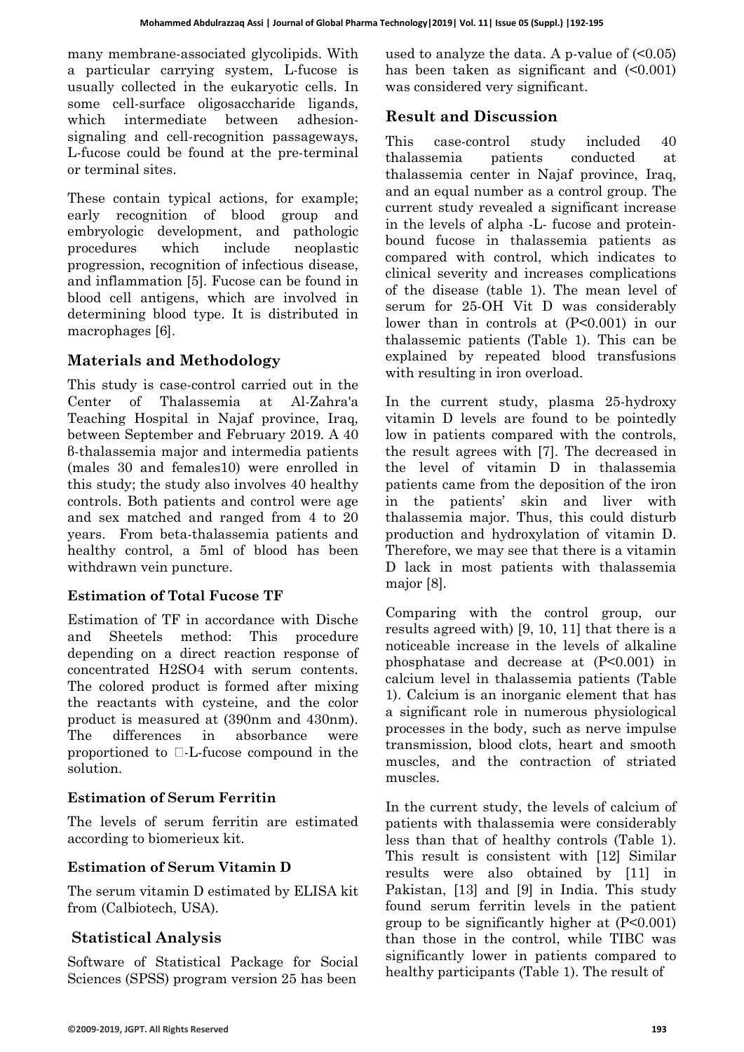many membrane-associated glycolipids. With a particular carrying system, L-fucose is usually collected in the eukaryotic cells. In some cell-surface oligosaccharide ligands, which intermediate between adhesion-signaling and cell-recognition passageways, L-fucose could be found at the pre-terminal or terminal sites.

These contain typical actions, for example; early recognition of blood group and embryologic development, and pathologic procedures which include neoplastic progression, recognition of infectious disease, and inflammation [5]. Fucose can be found in blood cell antigens, which are involved in determining blood type. It is distributed in macrophages [6].

## Materials and Methodology

This study is case-control carried out in the Center of Thalassemia at Al-Zahra'a Teaching Hospital in Najaf province, Iraq, between September and February 2019. A 40 β-thalassemia major and intermedia patients (males 30 and females10) were enrolled in this study; the study also involves 40 healthy controls. Both patients and control were age and sex matched and ranged from 4 to 20 years. From beta-thalassemia patients and healthy control, a 5ml of blood has been withdrawn vein puncture.

### Estimation of Total Fucose TF

Estimation of TF in accordance with Dische and Sheetels method: This procedure depending on a direct reaction response of concentrated $H_2SO_4$ with serum contents. The colored product is formed after mixing the reactants with cysteine, and the color product is measured at (390nm and 430nm). The differences in absorbance were proportioned to □-L-fucose compound in the solution.

### Estimation of Serum Ferritin

The levels of serum ferritin are estimated according to biomerieux kit.

### Estimation of Serum Vitamin D

The serum vitamin D estimated by ELISA kit from (Calbiotech, USA).

## Statistical Analysis

Software of Statistical Package for Social Sciences (SPSS) program version 25 has been used to analyze the data. A p-value of (<0.05) has been taken as significant and (<0.001) was considered very significant.

## Result and Discussion

This case-control study included 40 thalassemia patients conducted at thalassemia center in Najaf province, Iraq, and an equal number as a control group. The current study revealed a significant increase in the levels of alpha -L- fucose and protein-bound fucose in thalassemia patients as compared with control, which indicates to clinical severity and increases complications of the disease (table 1). The mean level of serum for 25-OH Vit D was considerably lower than in controls at (P<0.001) in our thalassemic patients (Table 1). This can be explained by repeated blood transfusions with resulting in iron overload.

In the current study, plasma 25-hydroxy vitamin D levels are found to be pointedly low in patients compared with the controls, the result agrees with [7]. The decreased in the level of vitamin D in thalassemia patients came from the deposition of the iron in the patients' skin and liver with thalassemia major. Thus, this could disturb production and hydroxylation of vitamin D. Therefore, we may see that there is a vitamin D lack in most patients with thalassemia major [8].

Comparing with the control group, our results agreed with) [9, 10, 11] that there is a noticeable increase in the levels of alkaline phosphatase and decrease at (P<0.001) in calcium level in thalassemia patients (Table 1). Calcium is an inorganic element that has a significant role in numerous physiological processes in the body, such as nerve impulse transmission, blood clots, heart and smooth muscles, and the contraction of striated muscles.

In the current study, the levels of calcium of patients with thalassemia were considerably less than that of healthy controls (Table 1). This result is consistent with [12] Similar results were also obtained by [11] in Pakistan, [13] and [9] in India. This study found serum ferritin levels in the patient group to be significantly higher at (P<0.001) than those in the control, while TIBC was significantly lower in patients compared to healthy participants (Table 1). The result of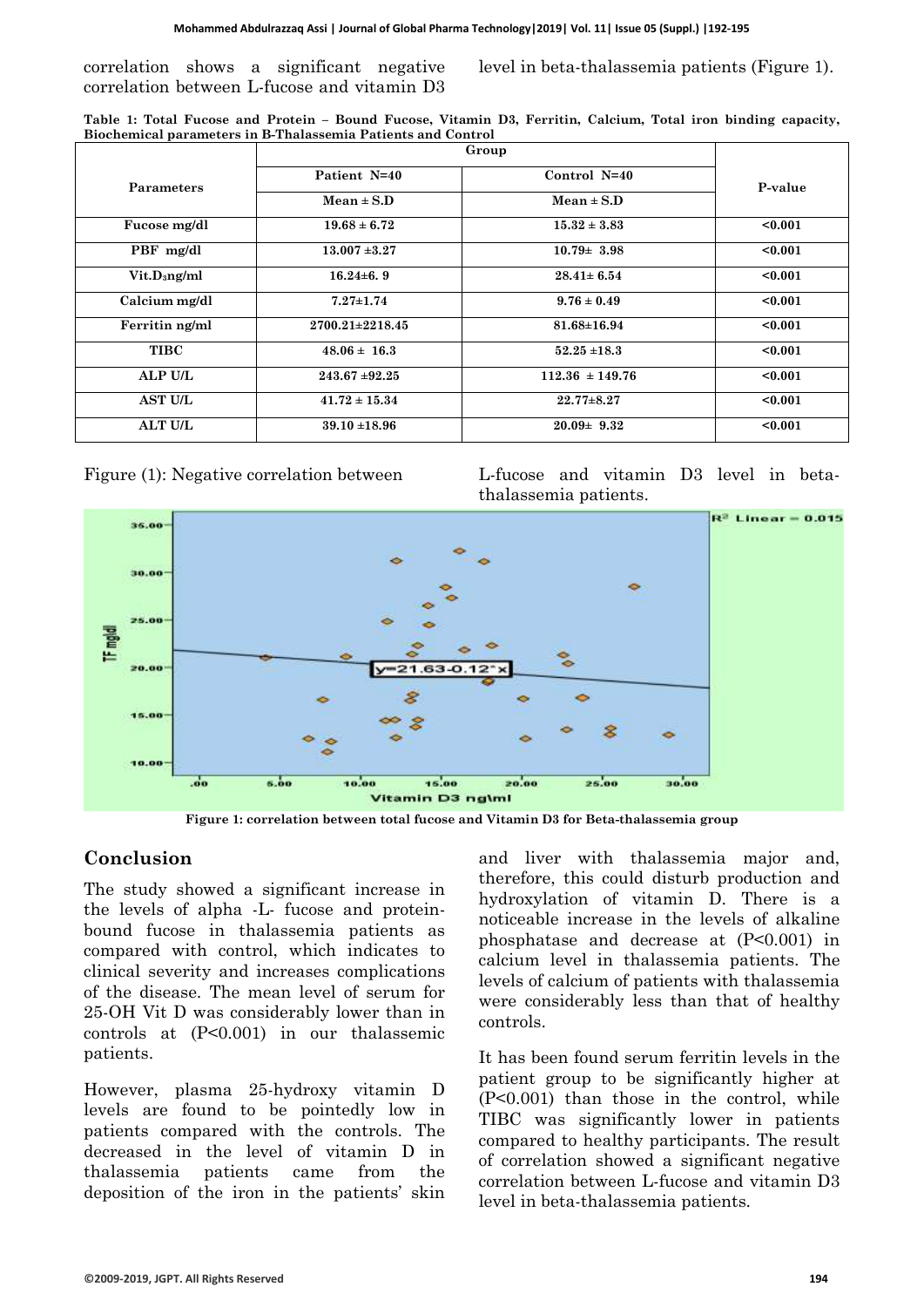correlation shows a significant negative correlation between L-fucose and vitamin D3 level in beta-thalassemia patients (Figure 1).

**Table 1: Total Fucose and Protein – Bound Fucose, Vitamin D3, Ferritin, Calcium, Total iron binding capacity, Biochemical parameters in B-Thalassemia Patients and Control**

| Parameters | Group | | P-value |
|---|---|---|---|
| | Patient N=40 | Control N=40 | |
| | Mean ± S.D | Mean ± S.D | |
| Fucose mg/dl | 19.68 ± 6.72 | 15.32 ± 3.83 | <0.001 |
| PBF mg/dl | 13.007 ±3.27 | 10.79± 3.98 | <0.001 |
| Vit.D$_3$ng/ml | 16.24±6. 9 | 28.41± 6.54 | <0.001 |
| Calcium mg/dl | 7.27±1.74 | 9.76 ± 0.49 | <0.001 |
| Ferritin ng/ml | 2700.21±2218.45 | 81.68±16.94 | <0.001 |
| TIBC | 48.06 ± 16.3 | 52.25 ±18.3 | <0.001 |
| ALP U/L | 243.67 ±92.25 | 112.36 ± 149.76 | <0.001 |
| AST U/L | 41.72 ± 15.34 | 22.77±8.27 | <0.001 |
| ALT U/L | 39.10 ±18.96 | 20.09± 9.32 | <0.001 |

Figure (1): Negative correlation between L-fucose and vitamin D3 level in beta-thalassemia patients.

**Figure 1: correlation between total fucose and Vitamin D3 for Beta-thalassemia group**

## Conclusion

The study showed a significant increase in the levels of alpha -L- fucose and protein-bound fucose in thalassemia patients as compared with control, which indicates to clinical severity and increases complications of the disease. The mean level of serum for 25-OH Vit D was considerably lower than in controls at (P<0.001) in our thalassemic patients.

However, plasma 25-hydroxy vitamin D levels are found to be pointedly low in patients compared with the controls. The decreased in the level of vitamin D in thalassemia patients came from the deposition of the iron in the patients' skin and liver with thalassemia major and, therefore, this could disturb production and hydroxylation of vitamin D. There is a noticeable increase in the levels of alkaline phosphatase and decrease at (P<0.001) in calcium level in thalassemia patients. The levels of calcium of patients with thalassemia were considerably less than that of healthy controls.

It has been found serum ferritin levels in the patient group to be significantly higher at (P<0.001) than those in the control, while TIBC was significantly lower in patients compared to healthy participants. The result of correlation showed a significant negative correlation between L-fucose and vitamin D3 level in beta-thalassemia patients.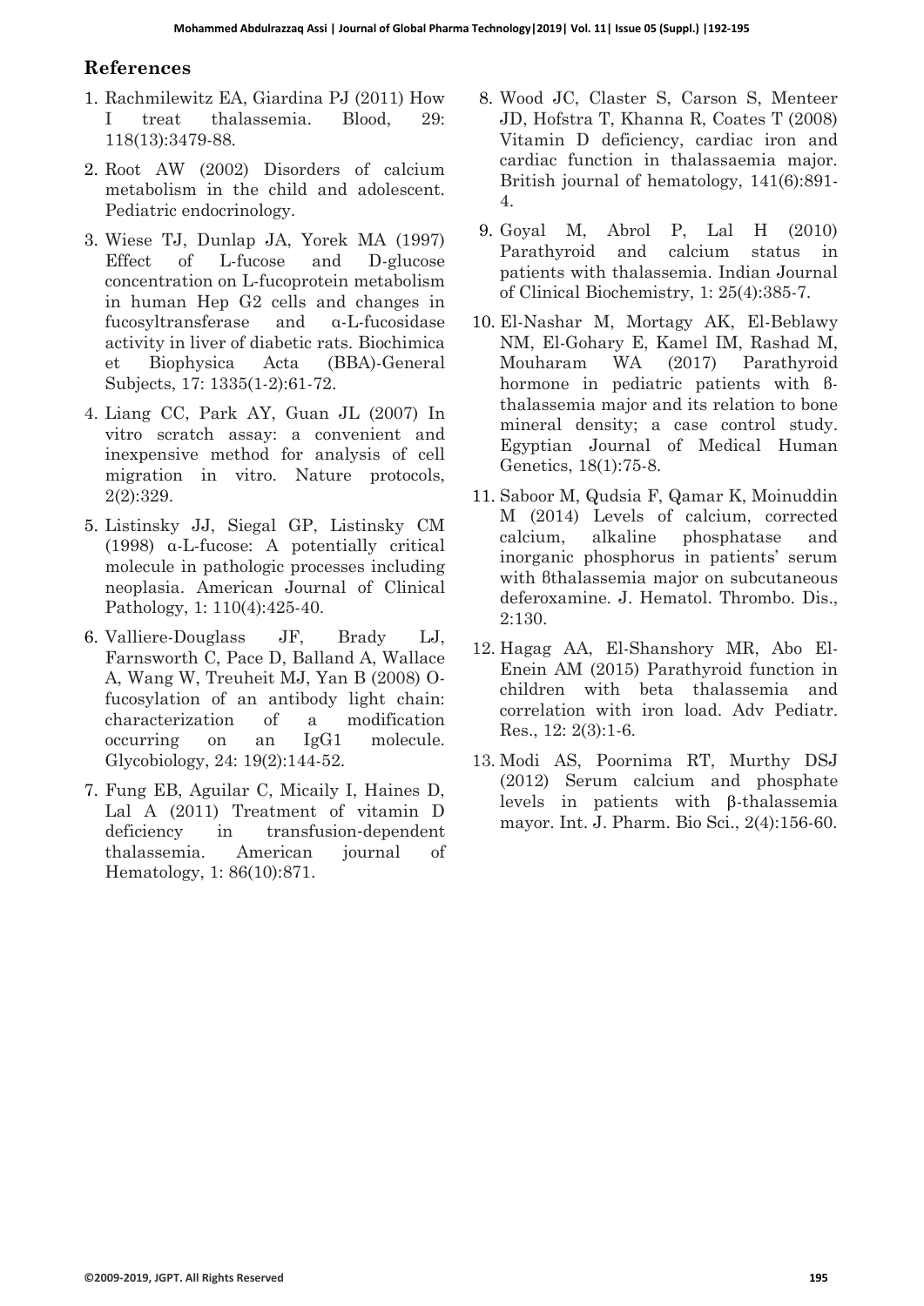## References

1. Rachmilewitz EA, Giardina PJ (2011) How I treat thalassemia. Blood, 29: 118(13):3479-88.
2. Root AW (2002) Disorders of calcium metabolism in the child and adolescent. Pediatric endocrinology.
3. Wiese TJ, Dunlap JA, Yorek MA (1997) Effect of L-fucose and D-glucose concentration on L-fucoprotein metabolism in human Hep G2 cells and changes in fucosyltransferase and α-L-fucosidase activity in liver of diabetic rats. Biochimica et Biophysica Acta (BBA)-General Subjects, 17: 1335(1-2):61-72.
4. Liang CC, Park AY, Guan JL (2007) In vitro scratch assay: a convenient and inexpensive method for analysis of cell migration in vitro. Nature protocols, 2(2):329.
5. Listinsky JJ, Siegal GP, Listinsky CM (1998) α-L-fucose: A potentially critical molecule in pathologic processes including neoplasia. American Journal of Clinical Pathology, 1: 110(4):425-40.
6. Valliere-Douglass JF, Brady LJ, Farnsworth C, Pace D, Balland A, Wallace A, Wang W, Treuheit MJ, Yan B (2008) O-fucosylation of an antibody light chain: characterization of a modification occurring on an IgG1 molecule. Glycobiology, 24: 19(2):144-52.
7. Fung EB, Aguilar C, Micaily I, Haines D, Lal A (2011) Treatment of vitamin D deficiency in transfusion-dependent thalassemia. American journal of Hematology, 1: 86(10):871.
8. Wood JC, Claster S, Carson S, Menteer JD, Hofstra T, Khanna R, Coates T (2008) Vitamin D deficiency, cardiac iron and cardiac function in thalassaemia major. British journal of hematology, 141(6):891-4.
9. Goyal M, Abrol P, Lal H (2010) Parathyroid and calcium status in patients with thalassemia. Indian Journal of Clinical Biochemistry, 1: 25(4):385-7.
10. El-Nashar M, Mortagy AK, El-Beblawy NM, El-Gohary E, Kamel IM, Rashad M, Mouharam WA (2017) Parathyroid hormone in pediatric patients with β-thalassemia major and its relation to bone mineral density; a case control study. Egyptian Journal of Medical Human Genetics, 18(1):75-8.
11. Saboor M, Qudsia F, Qamar K, Moinuddin M (2014) Levels of calcium, corrected calcium, alkaline phosphatase and inorganic phosphorus in patients' serum with βthalassemia major on subcutaneous deferoxamine. J. Hematol. Thrombo. Dis., 2:130.
12. Hagag AA, El-Shanshory MR, Abo El-Enein AM (2015) Parathyroid function in children with beta thalassemia and correlation with iron load. Adv Pediatr. Res., 12: 2(3):1-6.
13. Modi AS, Poornima RT, Murthy DSJ (2012) Serum calcium and phosphate levels in patients with β-thalassemia mayor. Int. J. Pharm. Bio Sci., 2(4):156-60.